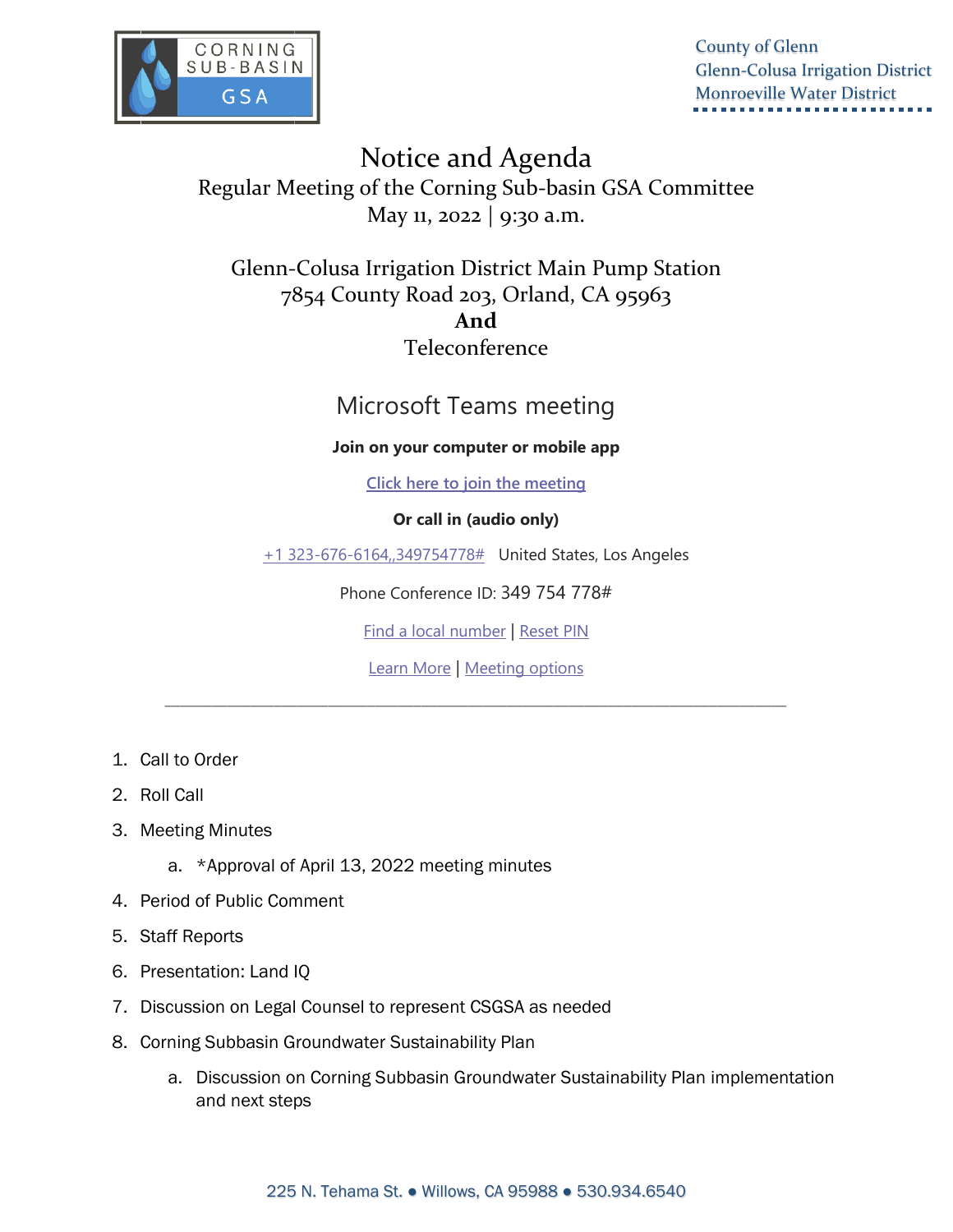CORNING SUB-BASIN GSA

County of Glenn
Glenn-Colusa Irrigation District
Monroeville Water District

# Notice and Agenda

## Regular Meeting of the Corning Sub-basin GSA Committee

May 11, 2022 | 9:30 a.m.

Glenn-Colusa Irrigation District Main Pump Station
7854 County Road 203, Orland, CA 95963
**And**
Teleconference

## Microsoft Teams meeting

**Join on your computer or mobile app**

Click here to join the meeting

**Or call in (audio only)**

+1 323-676-6164,,349754778# United States, Los Angeles

Phone Conference ID: 349 754 778#

Find a local number | Reset PIN

Learn More | Meeting options

---

1. Call to Order
2. Roll Call
3. Meeting Minutes
   a. *Approval of April 13, 2022 meeting minutes
4. Period of Public Comment
5. Staff Reports
6. Presentation: Land IQ
7. Discussion on Legal Counsel to represent CSGSA as needed
8. Corning Subbasin Groundwater Sustainability Plan
   a. Discussion on Corning Subbasin Groundwater Sustainability Plan implementation and next steps

225 N. Tehama St. ● Willows, CA 95988 ● 530.934.6540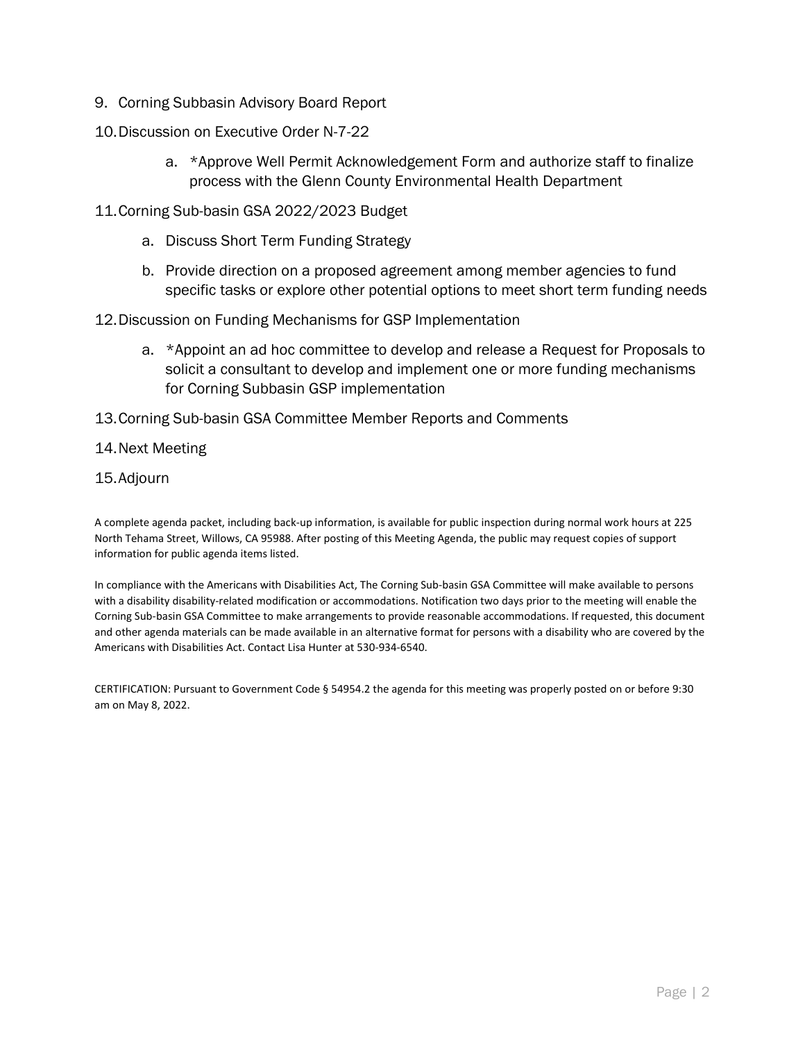9. Corning Subbasin Advisory Board Report
10. Discussion on Executive Order N-7-22
    a. *Approve Well Permit Acknowledgement Form and authorize staff to finalize process with the Glenn County Environmental Health Department
11. Corning Sub-basin GSA 2022/2023 Budget
    a. Discuss Short Term Funding Strategy
    b. Provide direction on a proposed agreement among member agencies to fund specific tasks or explore other potential options to meet short term funding needs
12. Discussion on Funding Mechanisms for GSP Implementation
    a. *Appoint an ad hoc committee to develop and release a Request for Proposals to solicit a consultant to develop and implement one or more funding mechanisms for Corning Subbasin GSP implementation
13. Corning Sub-basin GSA Committee Member Reports and Comments
14. Next Meeting
15. Adjourn

A complete agenda packet, including back-up information, is available for public inspection during normal work hours at 225 North Tehama Street, Willows, CA 95988. After posting of this Meeting Agenda, the public may request copies of support information for public agenda items listed.

In compliance with the Americans with Disabilities Act, The Corning Sub-basin GSA Committee will make available to persons with a disability disability-related modification or accommodations. Notification two days prior to the meeting will enable the Corning Sub-basin GSA Committee to make arrangements to provide reasonable accommodations. If requested, this document and other agenda materials can be made available in an alternative format for persons with a disability who are covered by the Americans with Disabilities Act. Contact Lisa Hunter at 530-934-6540.

CERTIFICATION: Pursuant to Government Code § 54954.2 the agenda for this meeting was properly posted on or before 9:30 am on May 8, 2022.